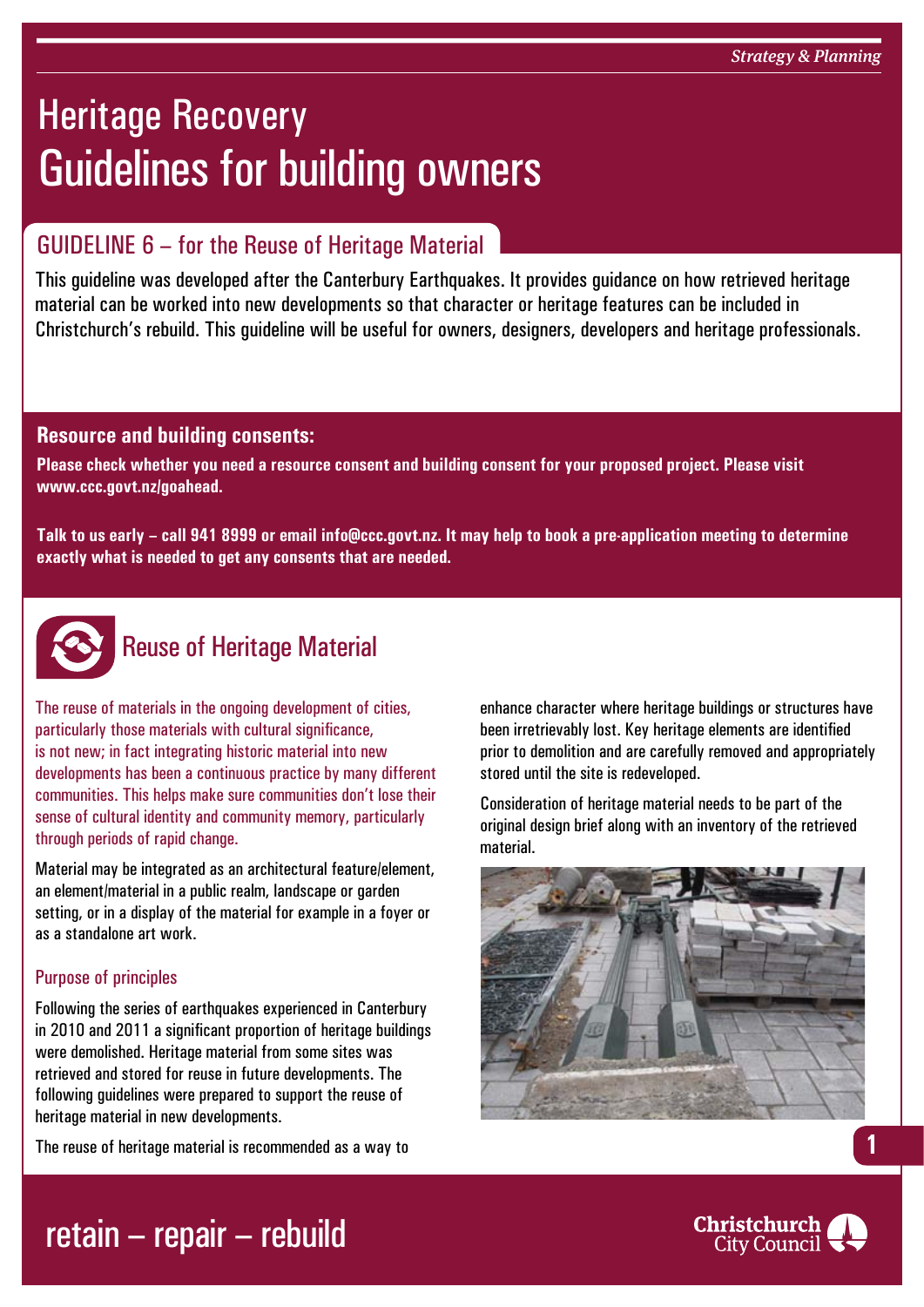# Heritage Recovery
# Guidelines for building owners

## GUIDELINE 6 – for the Reuse of Heritage Material

This guideline was developed after the Canterbury Earthquakes. It provides guidance on how retrieved heritage material can be worked into new developments so that character or heritage features can be included in Christchurch's rebuild. This guideline will be useful for owners, designers, developers and heritage professionals.

### Resource and building consents:

**Please check whether you need a resource consent and building consent for your proposed project. Please visit www.ccc.govt.nz/goahead.**

**Talk to us early – call 941 8999 or email info@ccc.govt.nz. It may help to book a pre-application meeting to determine exactly what is needed to get any consents that are needed.**

## Reuse of Heritage Material

The reuse of materials in the ongoing development of cities, particularly those materials with cultural significance, is not new; in fact integrating historic material into new developments has been a continuous practice by many different communities. This helps make sure communities don't lose their sense of cultural identity and community memory, particularly through periods of rapid change.

Material may be integrated as an architectural feature/element, an element/material in a public realm, landscape or garden setting, or in a display of the material for example in a foyer or as a standalone art work.

### Purpose of principles

Following the series of earthquakes experienced in Canterbury in 2010 and 2011 a significant proportion of heritage buildings were demolished. Heritage material from some sites was retrieved and stored for reuse in future developments. The following guidelines were prepared to support the reuse of heritage material in new developments.

The reuse of heritage material is recommended as a way to enhance character where heritage buildings or structures have been irretrievably lost. Key heritage elements are identified prior to demolition and are carefully removed and appropriately stored until the site is redeveloped.

Consideration of heritage material needs to be part of the original design brief along with an inventory of the retrieved material.

retrieve – repair – rebuild

# Heritage Recovery
# Guidelines for building owners

## GUIDELINE 6 – for the Reuse of Heritage Material

This guideline was developed after the Canterbury Earthquakes. It provides guidance on how retrieved heritage material can be worked into new developments so that character or heritage features can be included in Christchurch's rebuild. This guideline will be useful for owners, designers, developers and heritage professionals.

### Resource and building consents:

**Please check whether you need a resource consent and building consent for your proposed project. Please visit www.ccc.govt.nz/goahead.**

**Talk to us early – call 941 8999 or email info@ccc.govt.nz. It may help to book a pre-application meeting to determine exactly what is needed to get any consents that are needed.**

## Reuse of Heritage Material

The reuse of materials in the ongoing development of cities, particularly those materials with cultural significance, is not new; in fact integrating historic material into new developments has been a continuous practice by many different communities. This helps make sure communities don't lose their sense of cultural identity and community memory, particularly through periods of rapid change.

Material may be integrated as an architectural feature/element, an element/material in a public realm, landscape or garden setting, or in a display of the material for example in a foyer or as a standalone art work.

### Purpose of principles

Following the series of earthquakes experienced in Canterbury in 2010 and 2011 a significant proportion of heritage buildings were demolished. Heritage material from some sites was retrieved and stored for reuse in future developments. The following guidelines were prepared to support the reuse of heritage material in new developments.

The reuse of heritage material is recommended as a way to enhance character where heritage buildings or structures have been irretrievably lost. Key heritage elements are identified prior to demolition and are carefully removed and appropriately stored until the site is redeveloped.

Consideration of heritage material needs to be part of the original design brief along with an inventory of the retrieved material.

retain – repair – rebuild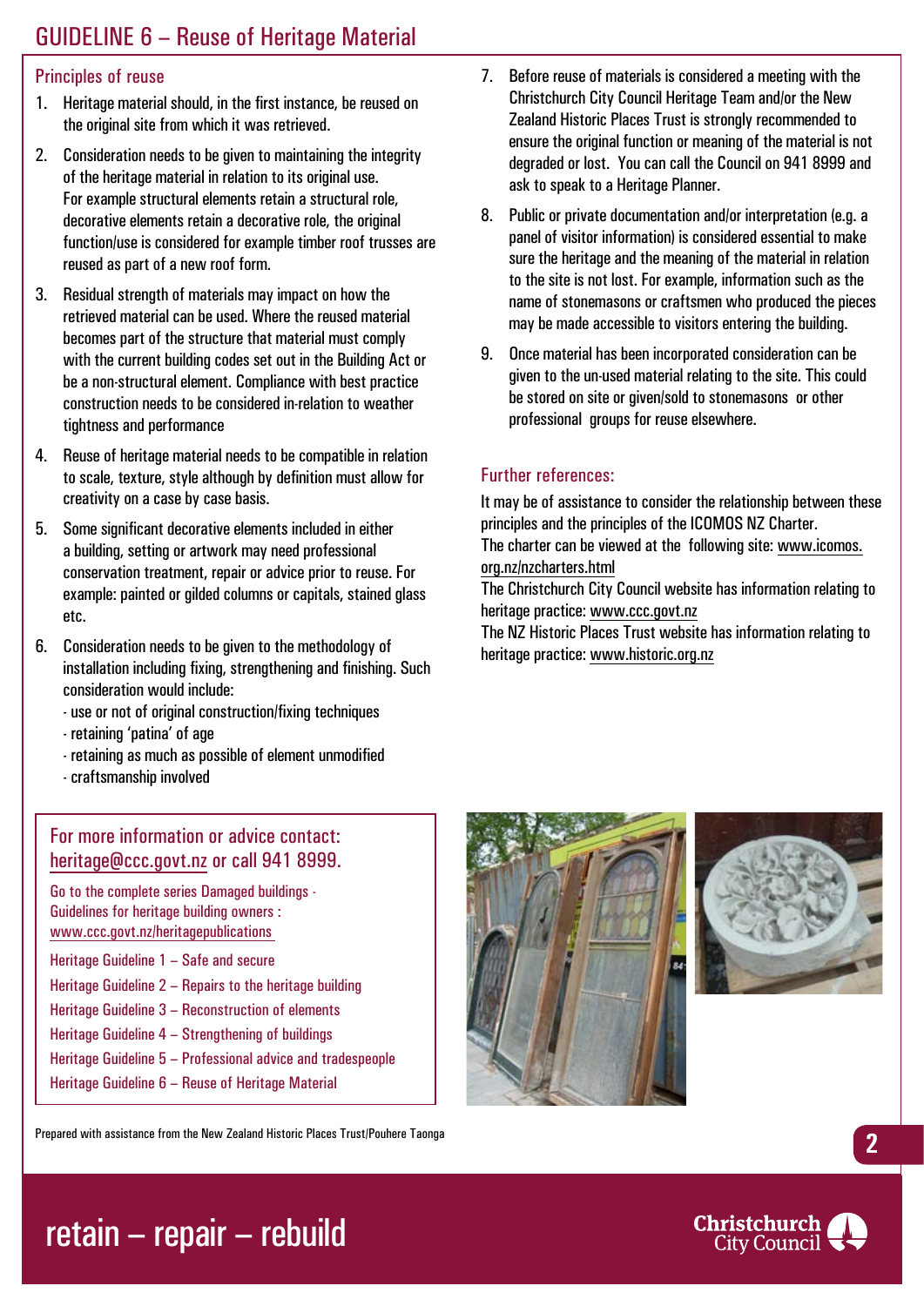# GUIDELINE 6 – Reuse of Heritage Material

## Principles of reuse

1. Heritage material should, in the first instance, be reused on the original site from which it was retrieved.
2. Consideration needs to be given to maintaining the integrity of the heritage material in relation to its original use. For example structural elements retain a structural role, decorative elements retain a decorative role, the original function/use is considered for example timber roof trusses are reused as part of a new roof form.
3. Residual strength of materials may impact on how the retrieved material can be used. Where the reused material becomes part of the structure that material must comply with the current building codes set out in the Building Act or be a non-structural element. Compliance with best practice construction needs to be considered in-relation to weather tightness and performance
4. Reuse of heritage material needs to be compatible in relation to scale, texture, style although by definition must allow for creativity on a case by case basis.
5. Some significant decorative elements included in either a building, setting or artwork may need professional conservation treatment, repair or advice prior to reuse. For example: painted or gilded columns or capitals, stained glass etc.
6. Consideration needs to be given to the methodology of installation including fixing, strengthening and finishing. Such consideration would include:
   - use or not of original construction/fixing techniques
   - retaining 'patina' of age
   - retaining as much as possible of element unmodified
   - craftsmanship involved
7. Before reuse of materials is considered a meeting with the Christchurch City Council Heritage Team and/or the New Zealand Historic Places Trust is strongly recommended to ensure the original function or meaning of the material is not degraded or lost. You can call the Council on 941 8999 and ask to speak to a Heritage Planner.
8. Public or private documentation and/or interpretation (e.g. a panel of visitor information) is considered essential to make sure the heritage and the meaning of the material in relation to the site is not lost. For example, information such as the name of stonemasons or craftsmen who produced the pieces may be made accessible to visitors entering the building.
9. Once material has been incorporated consideration can be given to the un-used material relating to the site. This could be stored on site or given/sold to stonemasons or other professional groups for reuse elsewhere.

## Further references:

It may be of assistance to consider the relationship between these principles and the principles of the ICOMOS NZ Charter.
The charter can be viewed at the following site: www.icomos.org.nz/nzcharters.html
The Christchurch City Council website has information relating to heritage practice: www.ccc.govt.nz
The NZ Historic Places Trust website has information relating to heritage practice: www.historic.org.nz

## For more information or advice contact: heritage@ccc.govt.nz or call 941 8999.

Go to the complete series Damaged buildings - Guidelines for heritage building owners : www.ccc.govt.nz/heritagepublications

- Heritage Guideline 1 – Safe and secure
- Heritage Guideline 2 – Repairs to the heritage building
- Heritage Guideline 3 – Reconstruction of elements
- Heritage Guideline 4 – Strengthening of buildings
- Heritage Guideline 5 – Professional advice and tradespeople
- Heritage Guideline 6 – Reuse of Heritage Material

Prepared with assistance from the New Zealand Historic Places Trust/Pouhere Taonga

retain – repair – rebuild

Christchurch City Council